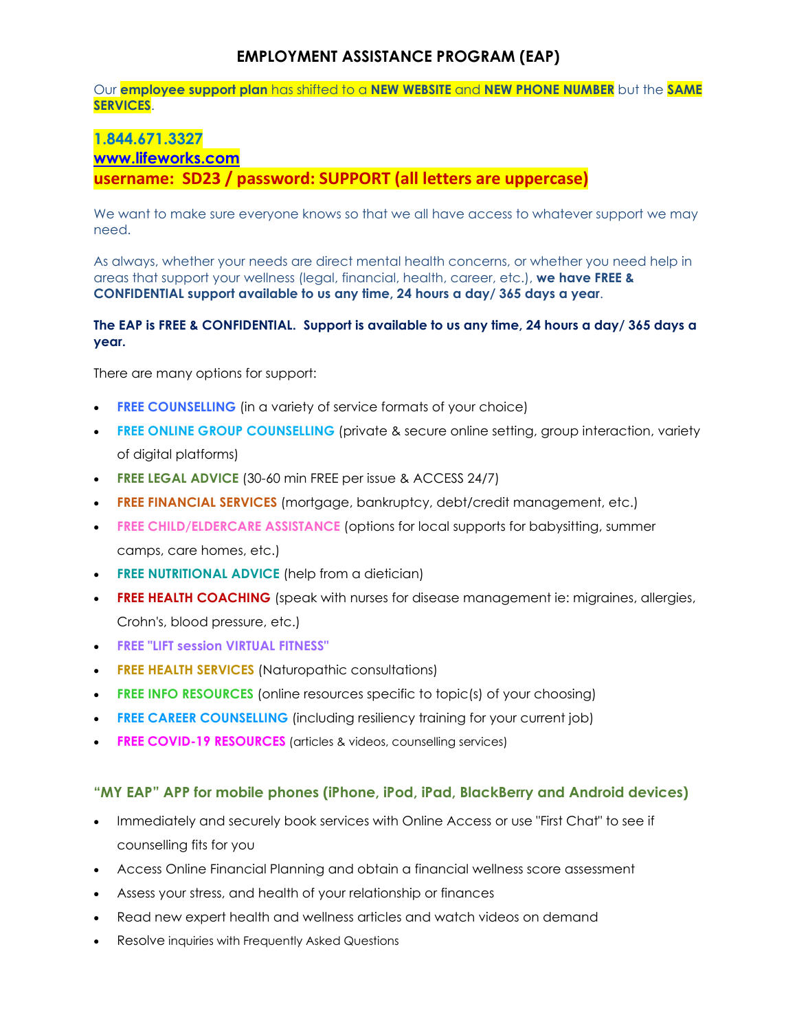# EMPLOYMENT ASSISTANCE PROGRAM (EAP)

Our **employee support plan** has shifted to a **NEW WEBSITE** and **NEW PHONE NUMBER** but the **SAME SERVICES**.

**1.844.671.3327**
**www.lifeworks.com**
**username: SD23 / password: SUPPORT (all letters are uppercase)**

We want to make sure everyone knows so that we all have access to whatever support we may need.

As always, whether your needs are direct mental health concerns, or whether you need help in areas that support your wellness (legal, financial, health, career, etc.), **we have FREE & CONFIDENTIAL support available to us any time, 24 hours a day/ 365 days a year**.

**The EAP is FREE & CONFIDENTIAL. Support is available to us any time, 24 hours a day/ 365 days a year.**

There are many options for support:

- **FREE COUNSELLING** (in a variety of service formats of your choice)
- **FREE ONLINE GROUP COUNSELLING** (private & secure online setting, group interaction, variety of digital platforms)
- **FREE LEGAL ADVICE** (30-60 min FREE per issue & ACCESS 24/7)
- **FREE FINANCIAL SERVICES** (mortgage, bankruptcy, debt/credit management, etc.)
- **FREE CHILD/ELDERCARE ASSISTANCE** (options for local supports for babysitting, summer camps, care homes, etc.)
- **FREE NUTRITIONAL ADVICE** (help from a dietician)
- **FREE HEALTH COACHING** (speak with nurses for disease management ie: migraines, allergies, Crohn's, blood pressure, etc.)
- **FREE "LIFT session VIRTUAL FITNESS"**
- **FREE HEALTH SERVICES** (Naturopathic consultations)
- **FREE INFO RESOURCES** (online resources specific to topic(s) of your choosing)
- **FREE CAREER COUNSELLING** (including resiliency training for your current job)
- **FREE COVID-19 RESOURCES** (articles & videos, counselling services)

### "MY EAP" APP for mobile phones (iPhone, iPod, iPad, BlackBerry and Android devices)

- Immediately and securely book services with Online Access or use "First Chat" to see if counselling fits for you
- Access Online Financial Planning and obtain a financial wellness score assessment
- Assess your stress, and health of your relationship or finances
- Read new expert health and wellness articles and watch videos on demand
- Resolve inquiries with Frequently Asked Questions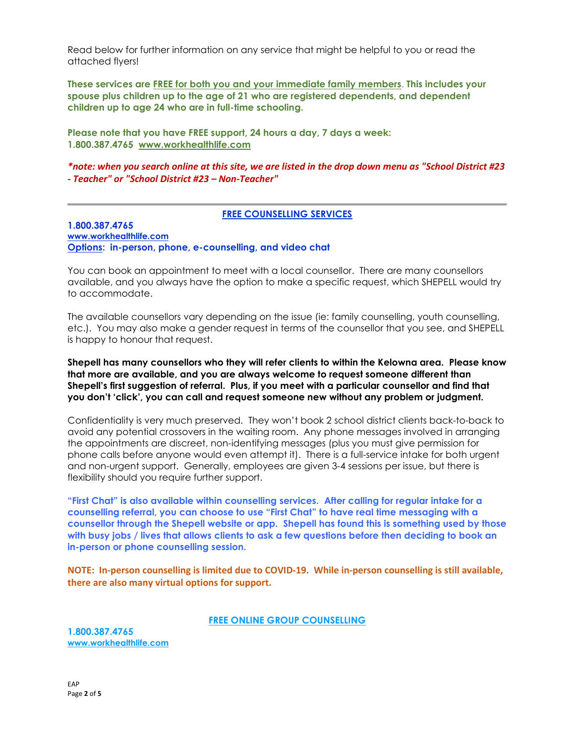Read below for further information on any service that might be helpful to you or read the attached flyers!

**These services are FREE for both you and your immediate family members. This includes your spouse plus children up to the age of 21 who are registered dependents, and dependent children up to age 24 who are in full-time schooling.**

**Please note that you have FREE support, 24 hours a day, 7 days a week:**
**1.800.387.4765 www.workhealthlife.com**

***note: when you search online at this site, we are listed in the drop down menu as "School District #23 - Teacher" or "School District #23 – Non-Teacher"***

---

## FREE COUNSELLING SERVICES

**1.800.387.4765**
**www.workhealthlife.com**
**Options: in-person, phone, e-counselling, and video chat**

You can book an appointment to meet with a local counsellor. There are many counsellors available, and you always have the option to make a specific request, which SHEPELL would try to accommodate.

The available counsellors vary depending on the issue (ie: family counselling, youth counselling, etc.). You may also make a gender request in terms of the counsellor that you see, and SHEPELL is happy to honour that request.

**Shepell has many counsellors who they will refer clients to within the Kelowna area. Please know that more are available, and you are always welcome to request someone different than Shepell's first suggestion of referral. Plus, if you meet with a particular counsellor and find that you don't 'click', you can call and request someone new without any problem or judgment.**

Confidentiality is very much preserved. They won't book 2 school district clients back-to-back to avoid any potential crossovers in the waiting room. Any phone messages involved in arranging the appointments are discreet, non-identifying messages (plus you must give permission for phone calls before anyone would even attempt it). There is a full-service intake for both urgent and non-urgent support. Generally, employees are given 3-4 sessions per issue, but there is flexibility should you require further support.

**"First Chat" is also available within counselling services. After calling for regular intake for a counselling referral, you can choose to use "First Chat" to have real time messaging with a counsellor through the Shepell website or app. Shepell has found this is something used by those with busy jobs / lives that allows clients to ask a few questions before then deciding to book an in-person or phone counselling session.**

**NOTE: In-person counselling is limited due to COVID-19. While in-person counselling is still available, there are also many virtual options for support.**

## FREE ONLINE GROUP COUNSELLING

**1.800.387.4765**
**www.workhealthlife.com**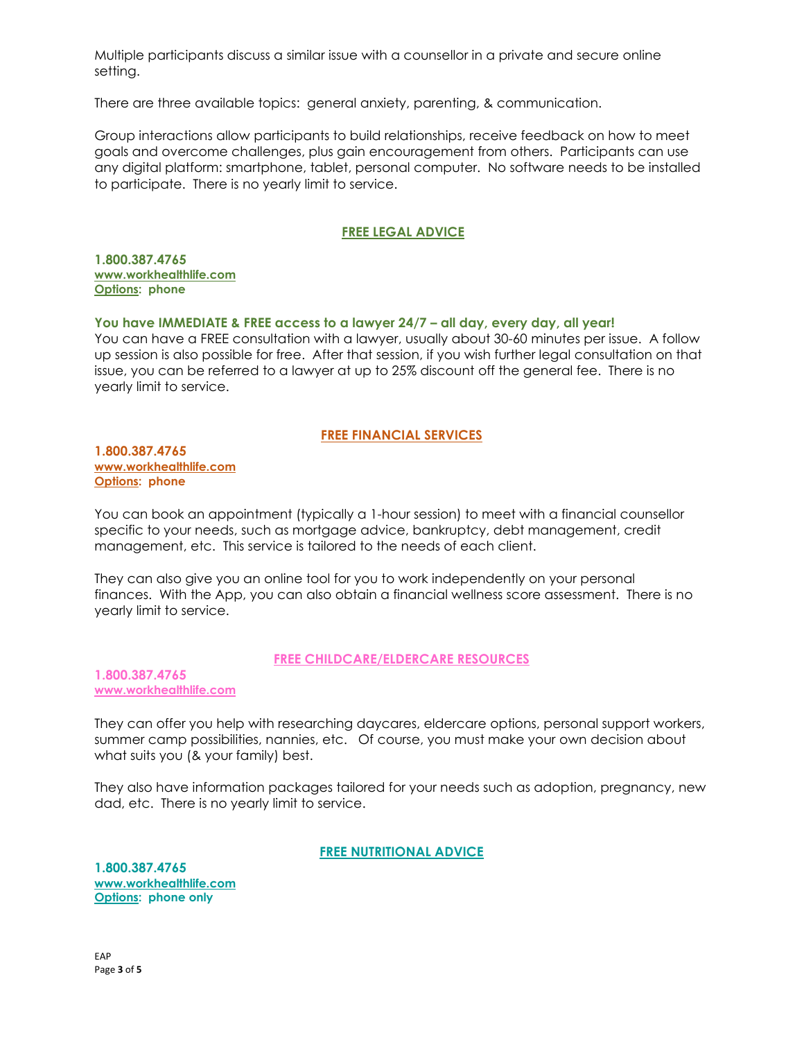Multiple participants discuss a similar issue with a counsellor in a private and secure online setting.

There are three available topics: general anxiety, parenting, & communication.

Group interactions allow participants to build relationships, receive feedback on how to meet goals and overcome challenges, plus gain encouragement from others. Participants can use any digital platform: smartphone, tablet, personal computer. No software needs to be installed to participate. There is no yearly limit to service.

## FREE LEGAL ADVICE

**1.800.387.4765**
**www.workhealthlife.com**
**Options: phone**

**You have IMMEDIATE & FREE access to a lawyer 24/7 – all day, every day, all year!**
You can have a FREE consultation with a lawyer, usually about 30-60 minutes per issue. A follow up session is also possible for free. After that session, if you wish further legal consultation on that issue, you can be referred to a lawyer at up to 25% discount off the general fee. There is no yearly limit to service.

## FREE FINANCIAL SERVICES

**1.800.387.4765**
**www.workhealthlife.com**
**Options: phone**

You can book an appointment (typically a 1-hour session) to meet with a financial counsellor specific to your needs, such as mortgage advice, bankruptcy, debt management, credit management, etc. This service is tailored to the needs of each client.

They can also give you an online tool for you to work independently on your personal finances. With the App, you can also obtain a financial wellness score assessment. There is no yearly limit to service.

## FREE CHILDCARE/ELDERCARE RESOURCES

**1.800.387.4765**
**www.workhealthlife.com**

They can offer you help with researching daycares, eldercare options, personal support workers, summer camp possibilities, nannies, etc. Of course, you must make your own decision about what suits you (& your family) best.

They also have information packages tailored for your needs such as adoption, pregnancy, new dad, etc. There is no yearly limit to service.

## FREE NUTRITIONAL ADVICE

**1.800.387.4765**
**www.workhealthlife.com**
**Options: phone only**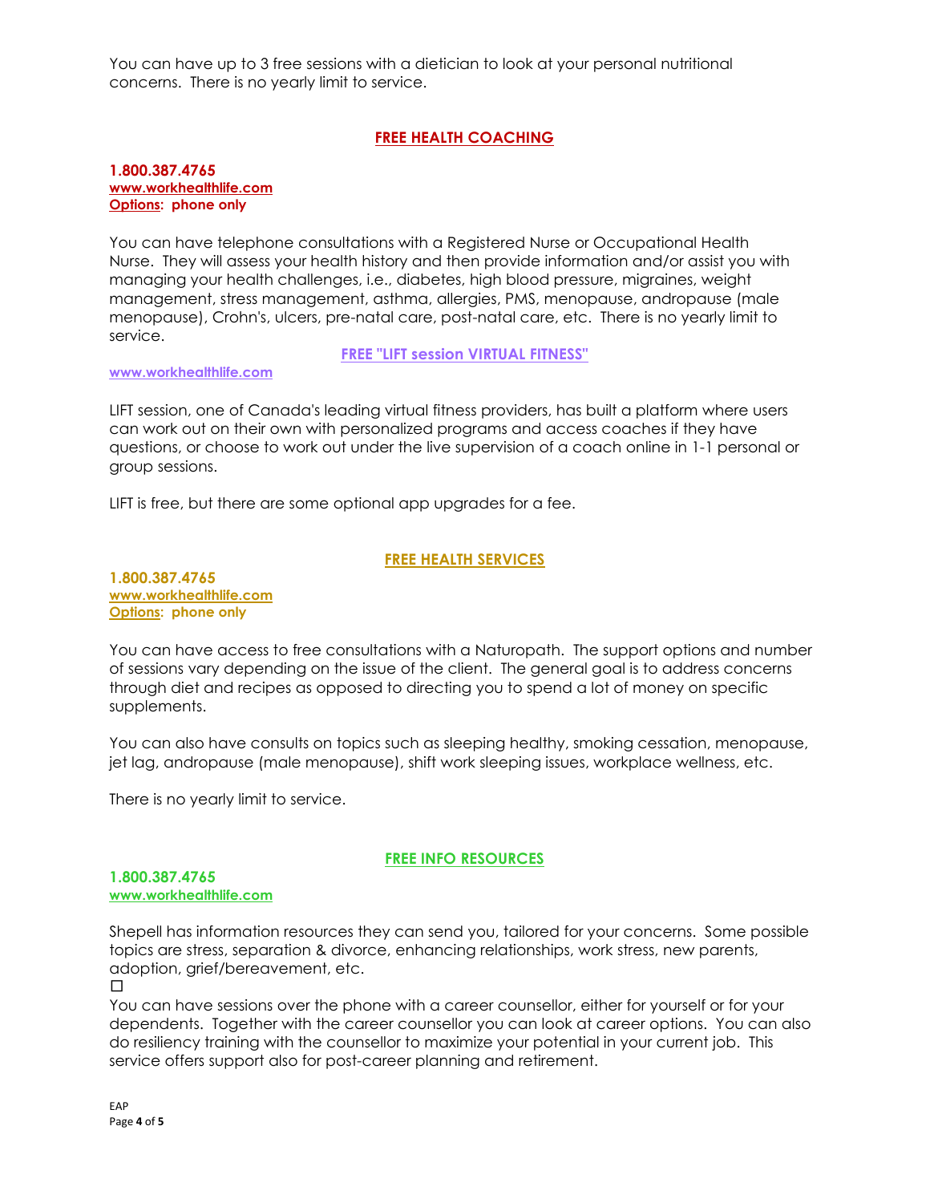You can have up to 3 free sessions with a dietician to look at your personal nutritional concerns. There is no yearly limit to service.

## FREE HEALTH COACHING

**1.800.387.4765**
**www.workhealthlife.com**
**Options: phone only**

You can have telephone consultations with a Registered Nurse or Occupational Health Nurse. They will assess your health history and then provide information and/or assist you with managing your health challenges, i.e., diabetes, high blood pressure, migraines, weight management, stress management, asthma, allergies, PMS, menopause, andropause (male menopause), Crohn's, ulcers, pre-natal care, post-natal care, etc. There is no yearly limit to service.

## FREE "LIFT session VIRTUAL FITNESS"

**www.workhealthlife.com**

LIFT session, one of Canada's leading virtual fitness providers, has built a platform where users can work out on their own with personalized programs and access coaches if they have questions, or choose to work out under the live supervision of a coach online in 1-1 personal or group sessions.

LIFT is free, but there are some optional app upgrades for a fee.

## FREE HEALTH SERVICES

**1.800.387.4765**
**www.workhealthlife.com**
**Options: phone only**

You can have access to free consultations with a Naturopath. The support options and number of sessions vary depending on the issue of the client. The general goal is to address concerns through diet and recipes as opposed to directing you to spend a lot of money on specific supplements.

You can also have consults on topics such as sleeping healthy, smoking cessation, menopause, jet lag, andropause (male menopause), shift work sleeping issues, workplace wellness, etc.

There is no yearly limit to service.

## FREE INFO RESOURCES

**1.800.387.4765**
**www.workhealthlife.com**

Shepell has information resources they can send you, tailored for your concerns. Some possible topics are stress, separation & divorce, enhancing relationships, work stress, new parents, adoption, grief/bereavement, etc.

☐

You can have sessions over the phone with a career counsellor, either for yourself or for your dependents. Together with the career counsellor you can look at career options. You can also do resiliency training with the counsellor to maximize your potential in your current job. This service offers support also for post-career planning and retirement.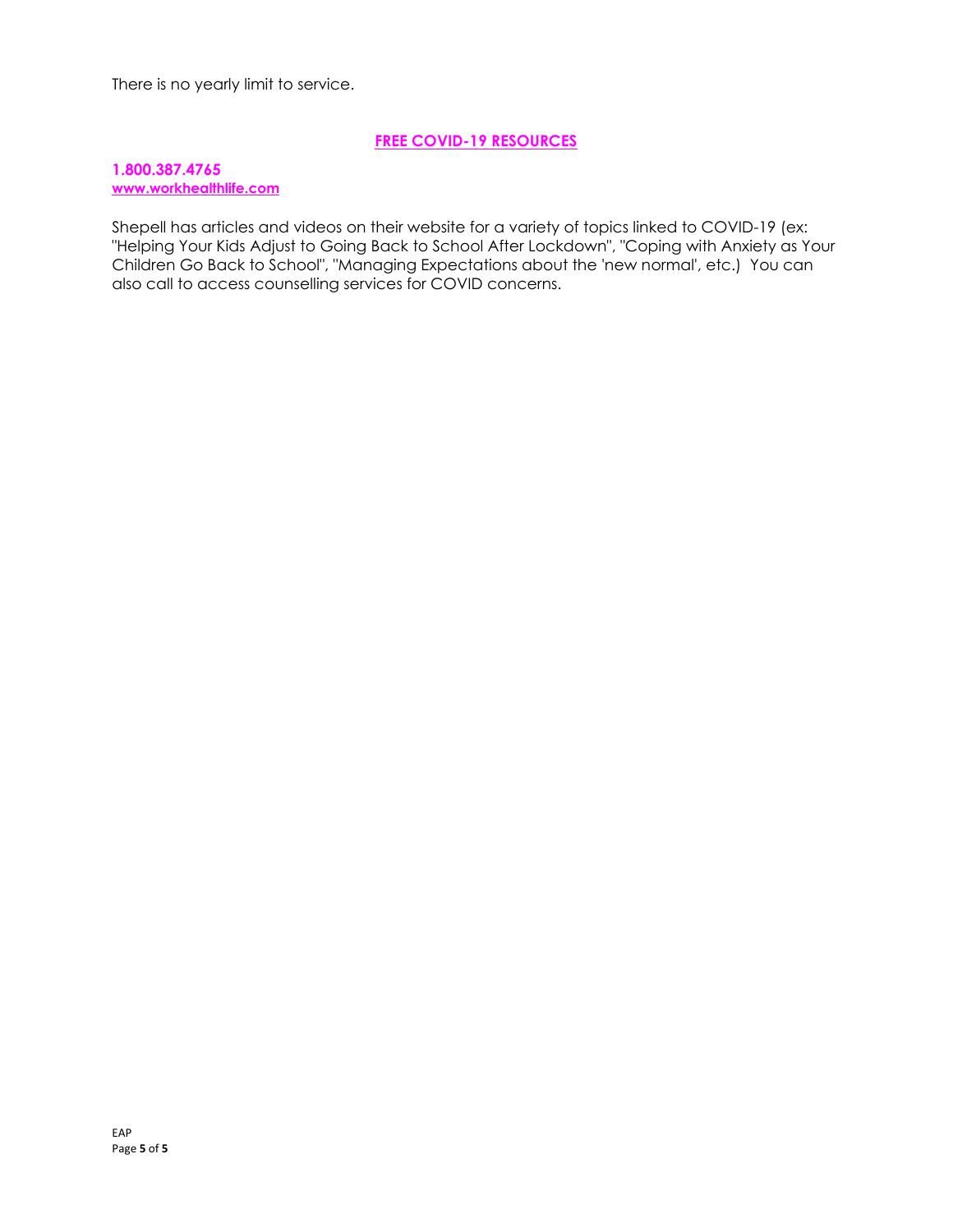There is no yearly limit to service.

## FREE COVID-19 RESOURCES

**1.800.387.4765**
**www.workhealthlife.com**

Shepell has articles and videos on their website for a variety of topics linked to COVID-19 (ex: "Helping Your Kids Adjust to Going Back to School After Lockdown", "Coping with Anxiety as Your Children Go Back to School", "Managing Expectations about the 'new normal', etc.) You can also call to access counselling services for COVID concerns.